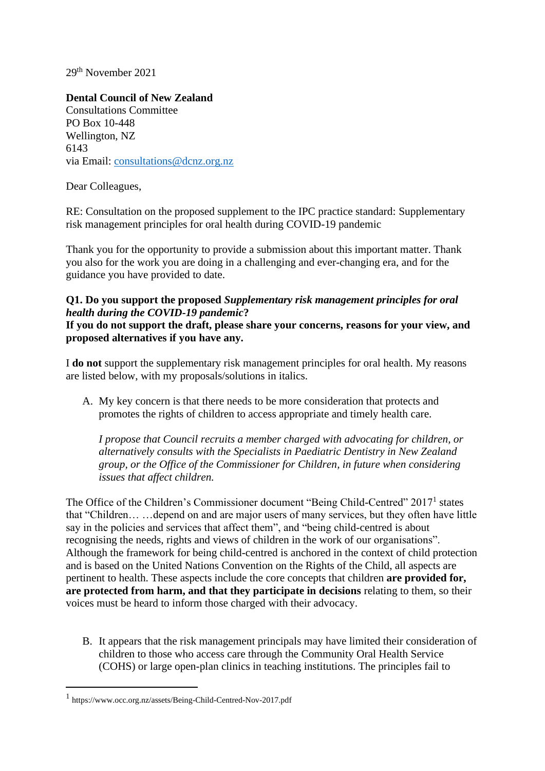29th November 2021

**Dental Council of New Zealand**
Consultations Committee
PO Box 10-448
Wellington, NZ
6143
via Email: consultations@dcnz.org.nz

Dear Colleagues,

RE: Consultation on the proposed supplement to the IPC practice standard: Supplementary risk management principles for oral health during COVID-19 pandemic

Thank you for the opportunity to provide a submission about this important matter. Thank you also for the work you are doing in a challenging and ever-changing era, and for the guidance you have provided to date.

**Q1. Do you support the proposed *Supplementary risk management principles for oral health during the COVID-19 pandemic*?**
**If you do not support the draft, please share your concerns, reasons for your view, and proposed alternatives if you have any.**

I **do not** support the supplementary risk management principles for oral health. My reasons are listed below, with my proposals/solutions in italics.

A. My key concern is that there needs to be more consideration that protects and promotes the rights of children to access appropriate and timely health care.

   *I propose that Council recruits a member charged with advocating for children, or alternatively consults with the Specialists in Paediatric Dentistry in New Zealand group, or the Office of the Commissioner for Children, in future when considering issues that affect children.*

The Office of the Children's Commissioner document "Being Child-Centred" 2017[1] states that "Children… …depend on and are major users of many services, but they often have little say in the policies and services that affect them", and "being child-centred is about recognising the needs, rights and views of children in the work of our organisations". Although the framework for being child-centred is anchored in the context of child protection and is based on the United Nations Convention on the Rights of the Child, all aspects are pertinent to health. These aspects include the core concepts that children **are provided for, are protected from harm, and that they participate in decisions** relating to them, so their voices must be heard to inform those charged with their advocacy.

B. It appears that the risk management principals may have limited their consideration of children to those who access care through the Community Oral Health Service (COHS) or large open-plan clinics in teaching institutions. The principles fail to

[1] https://www.occ.org.nz/assets/Being-Child-Centred-Nov-2017.pdf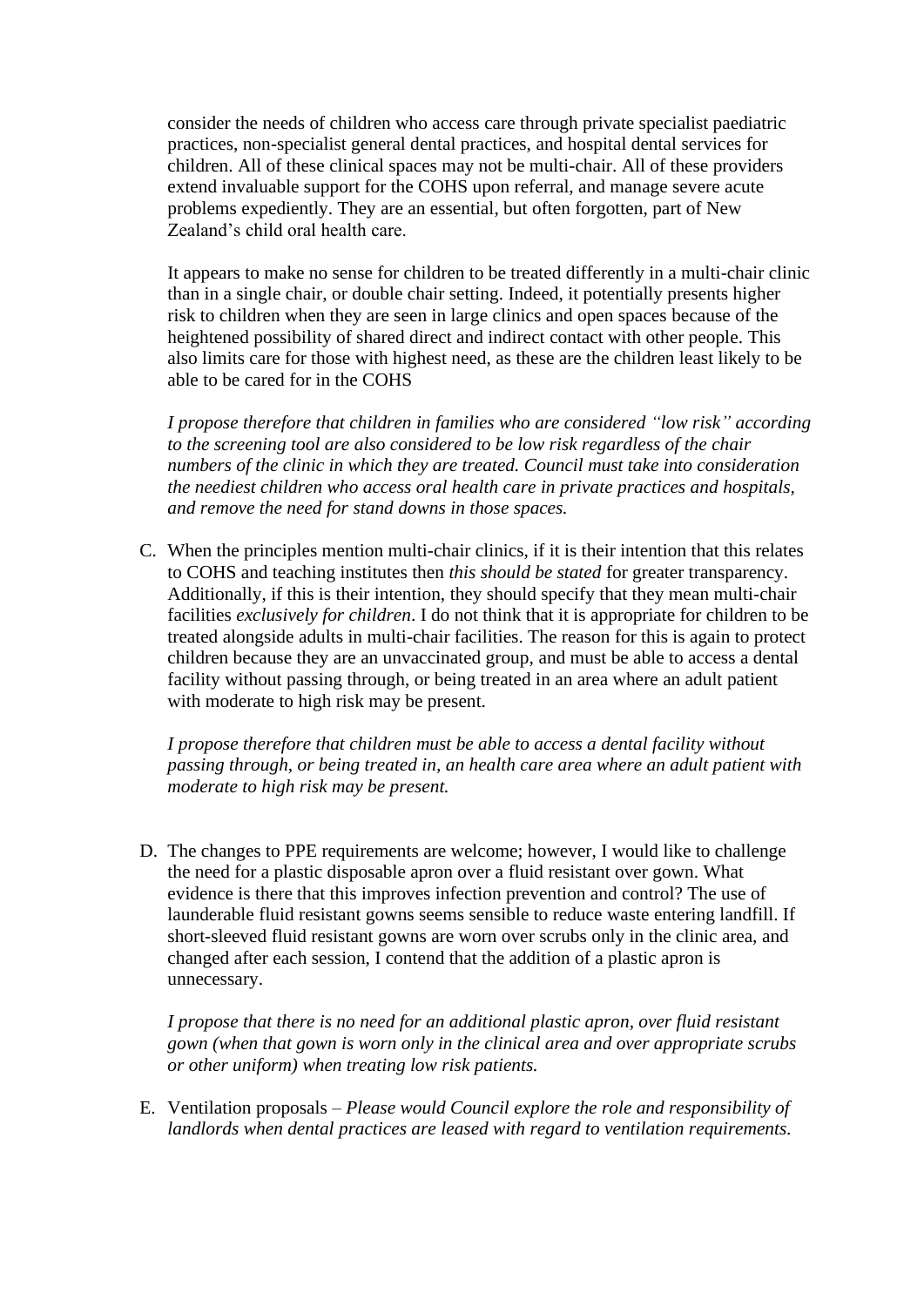consider the needs of children who access care through private specialist paediatric practices, non-specialist general dental practices, and hospital dental services for children. All of these clinical spaces may not be multi-chair. All of these providers extend invaluable support for the COHS upon referral, and manage severe acute problems expediently. They are an essential, but often forgotten, part of New Zealand's child oral health care.

It appears to make no sense for children to be treated differently in a multi-chair clinic than in a single chair, or double chair setting. Indeed, it potentially presents higher risk to children when they are seen in large clinics and open spaces because of the heightened possibility of shared direct and indirect contact with other people. This also limits care for those with highest need, as these are the children least likely to be able to be cared for in the COHS

*I propose therefore that children in families who are considered "low risk" according to the screening tool are also considered to be low risk regardless of the chair numbers of the clinic in which they are treated. Council must take into consideration the neediest children who access oral health care in private practices and hospitals, and remove the need for stand downs in those spaces.*

C. When the principles mention multi-chair clinics, if it is their intention that this relates to COHS and teaching institutes then *this should be stated* for greater transparency. Additionally, if this is their intention, they should specify that they mean multi-chair facilities *exclusively for children*. I do not think that it is appropriate for children to be treated alongside adults in multi-chair facilities. The reason for this is again to protect children because they are an unvaccinated group, and must be able to access a dental facility without passing through, or being treated in an area where an adult patient with moderate to high risk may be present.

   *I propose therefore that children must be able to access a dental facility without passing through, or being treated in, an health care area where an adult patient with moderate to high risk may be present.*

D. The changes to PPE requirements are welcome; however, I would like to challenge the need for a plastic disposable apron over a fluid resistant over gown. What evidence is there that this improves infection prevention and control? The use of launderable fluid resistant gowns seems sensible to reduce waste entering landfill. If short-sleeved fluid resistant gowns are worn over scrubs only in the clinic area, and changed after each session, I contend that the addition of a plastic apron is unnecessary.

   *I propose that there is no need for an additional plastic apron, over fluid resistant gown (when that gown is worn only in the clinical area and over appropriate scrubs or other uniform) when treating low risk patients.*

E. Ventilation proposals – *Please would Council explore the role and responsibility of landlords when dental practices are leased with regard to ventilation requirements.*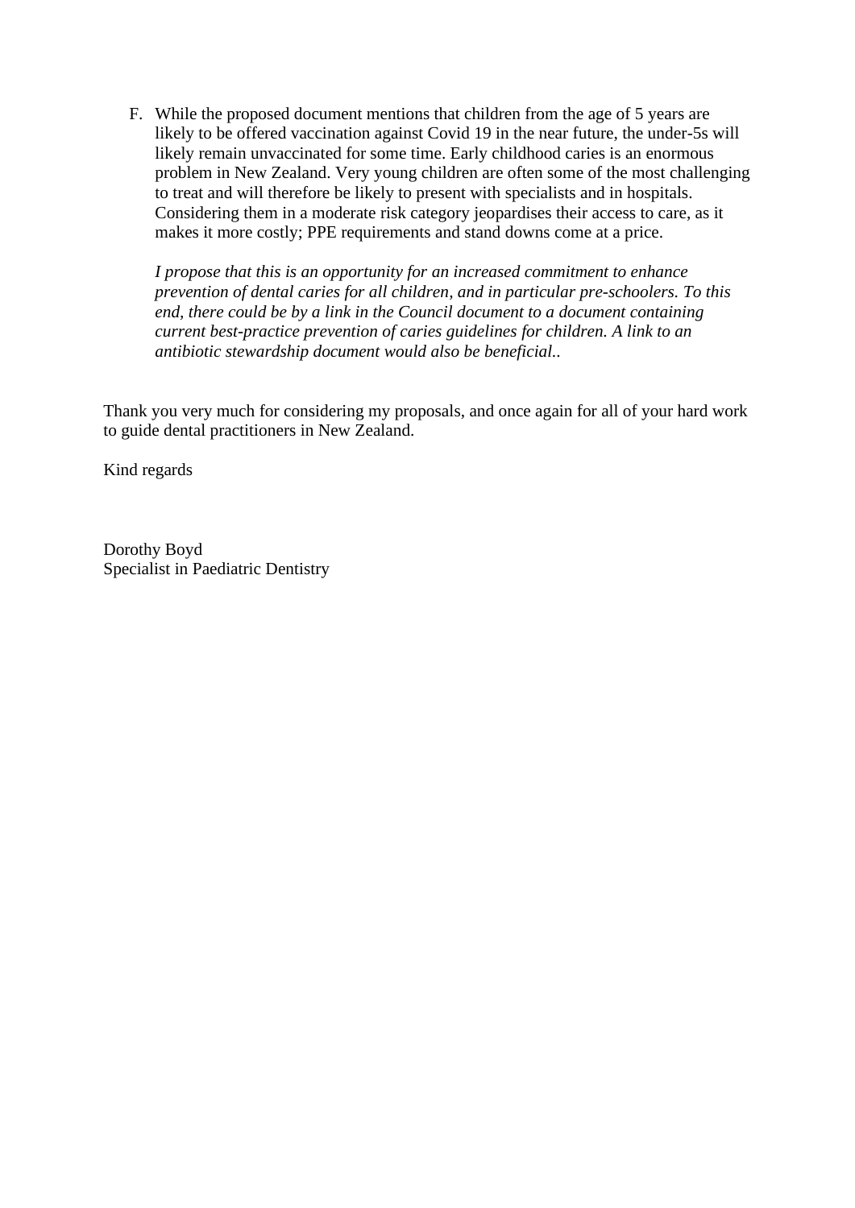F. While the proposed document mentions that children from the age of 5 years are likely to be offered vaccination against Covid 19 in the near future, the under-5s will likely remain unvaccinated for some time. Early childhood caries is an enormous problem in New Zealand. Very young children are often some of the most challenging to treat and will therefore be likely to present with specialists and in hospitals. Considering them in a moderate risk category jeopardises their access to care, as it makes it more costly; PPE requirements and stand downs come at a price.

   *I propose that this is an opportunity for an increased commitment to enhance prevention of dental caries for all children, and in particular pre-schoolers. To this end, there could be by a link in the Council document to a document containing current best-practice prevention of caries guidelines for children. A link to an antibiotic stewardship document would also be beneficial..*

Thank you very much for considering my proposals, and once again for all of your hard work to guide dental practitioners in New Zealand.

Kind regards

Dorothy Boyd
Specialist in Paediatric Dentistry